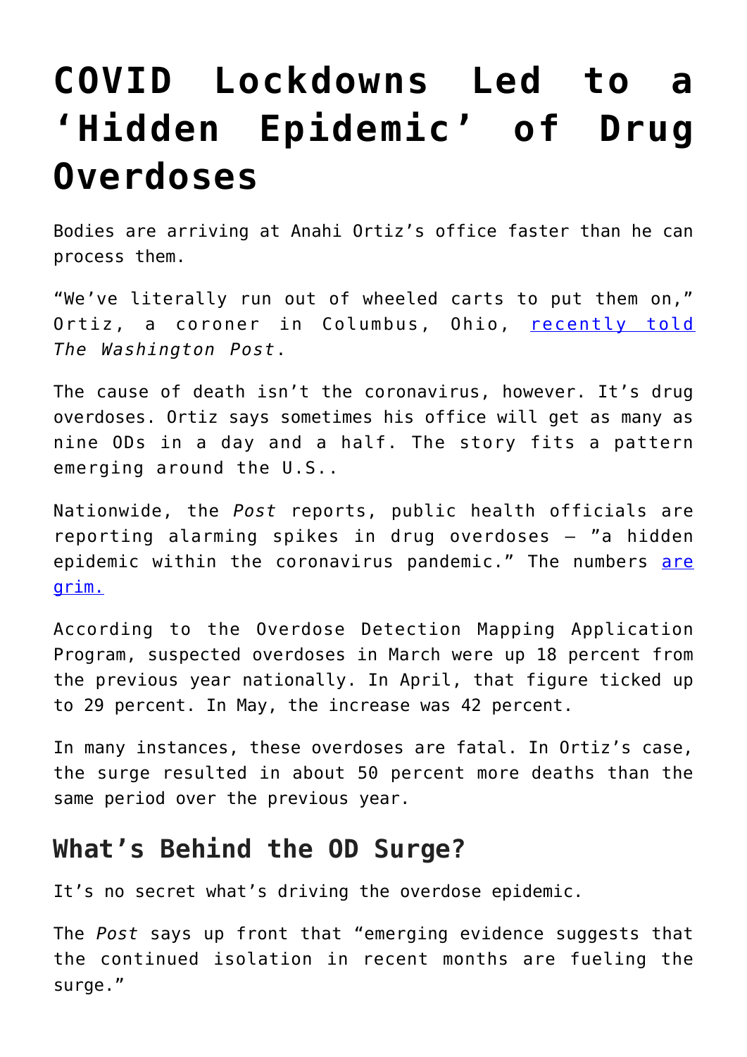# COVID Lockdowns Led to a 'Hidden Epidemic' of Drug Overdoses

Bodies are arriving at Anahi Ortiz's office faster than he can process them.

"We've literally run out of wheeled carts to put them on," Ortiz, a coroner in Columbus, Ohio, recently told *The Washington Post*.

The cause of death isn't the coronavirus, however. It's drug overdoses. Ortiz says sometimes his office will get as many as nine ODs in a day and a half. The story fits a pattern emerging around the U.S..

Nationwide, the *Post* reports, public health officials are reporting alarming spikes in drug overdoses — "a hidden epidemic within the coronavirus pandemic." The numbers are grim.

According to the Overdose Detection Mapping Application Program, suspected overdoses in March were up 18 percent from the previous year nationally. In April, that figure ticked up to 29 percent. In May, the increase was 42 percent.

In many instances, these overdoses are fatal. In Ortiz's case, the surge resulted in about 50 percent more deaths than the same period over the previous year.

## What's Behind the OD Surge?

It's no secret what's driving the overdose epidemic.

The *Post* says up front that "emerging evidence suggests that the continued isolation in recent months are fueling the surge."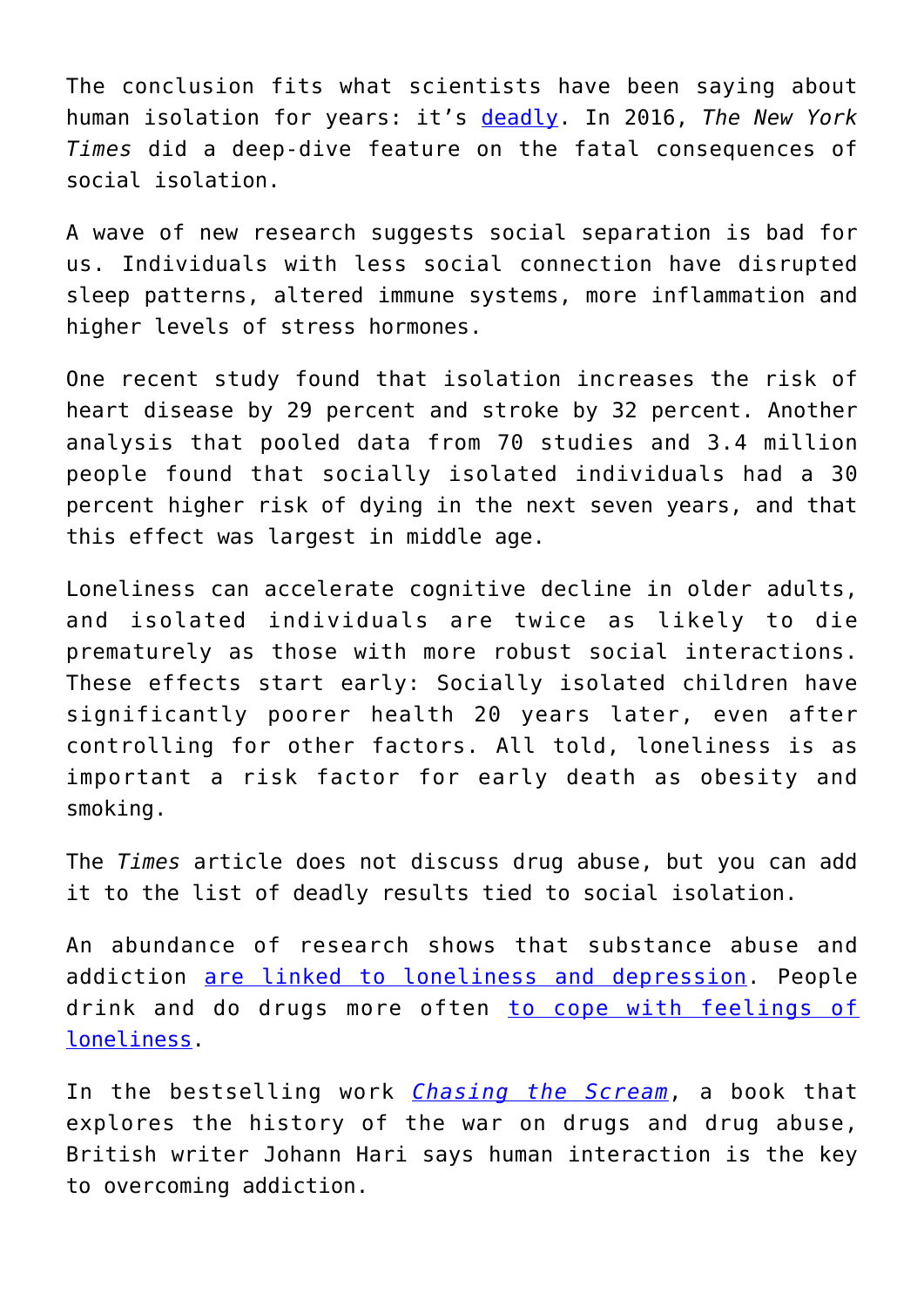The conclusion fits what scientists have been saying about human isolation for years: it's deadly. In 2016, *The New York Times* did a deep-dive feature on the fatal consequences of social isolation.

A wave of new research suggests social separation is bad for us. Individuals with less social connection have disrupted sleep patterns, altered immune systems, more inflammation and higher levels of stress hormones.

One recent study found that isolation increases the risk of heart disease by 29 percent and stroke by 32 percent. Another analysis that pooled data from 70 studies and 3.4 million people found that socially isolated individuals had a 30 percent higher risk of dying in the next seven years, and that this effect was largest in middle age.

Loneliness can accelerate cognitive decline in older adults, and isolated individuals are twice as likely to die prematurely as those with more robust social interactions. These effects start early: Socially isolated children have significantly poorer health 20 years later, even after controlling for other factors. All told, loneliness is as important a risk factor for early death as obesity and smoking.

The *Times* article does not discuss drug abuse, but you can add it to the list of deadly results tied to social isolation.

An abundance of research shows that substance abuse and addiction are linked to loneliness and depression. People drink and do drugs more often to cope with feelings of loneliness.

In the bestselling work *Chasing the Scream*, a book that explores the history of the war on drugs and drug abuse, British writer Johann Hari says human interaction is the key to overcoming addiction.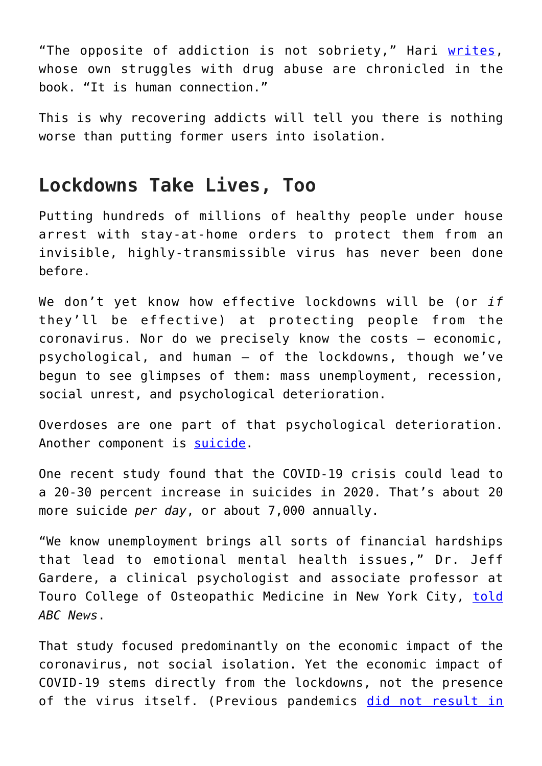"The opposite of addiction is not sobriety," Hari writes, whose own struggles with drug abuse are chronicled in the book. "It is human connection."

This is why recovering addicts will tell you there is nothing worse than putting former users into isolation.

## Lockdowns Take Lives, Too

Putting hundreds of millions of healthy people under house arrest with stay-at-home orders to protect them from an invisible, highly-transmissible virus has never been done before.

We don't yet know how effective lockdowns will be (or *if* they'll be effective) at protecting people from the coronavirus. Nor do we precisely know the costs – economic, psychological, and human – of the lockdowns, though we've begun to see glimpses of them: mass unemployment, recession, social unrest, and psychological deterioration.

Overdoses are one part of that psychological deterioration. Another component is suicide.

One recent study found that the COVID-19 crisis could lead to a 20-30 percent increase in suicides in 2020. That's about 20 more suicide *per day*, or about 7,000 annually.

"We know unemployment brings all sorts of financial hardships that lead to emotional mental health issues," Dr. Jeff Gardere, a clinical psychologist and associate professor at Touro College of Osteopathic Medicine in New York City, told *ABC News*.

That study focused predominantly on the economic impact of the coronavirus, not social isolation. Yet the economic impact of COVID-19 stems directly from the lockdowns, not the presence of the virus itself. (Previous pandemics did not result in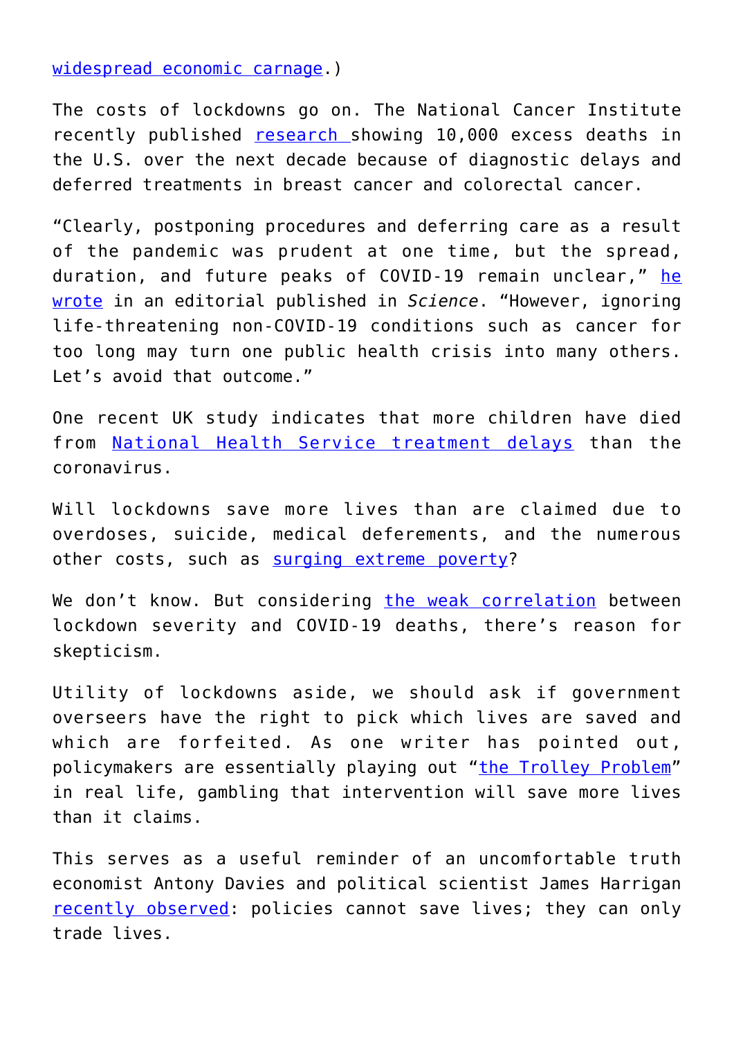widespread economic carnage.)

The costs of lockdowns go on. The National Cancer Institute recently published research showing 10,000 excess deaths in the U.S. over the next decade because of diagnostic delays and deferred treatments in breast cancer and colorectal cancer.

“Clearly, postponing procedures and deferring care as a result of the pandemic was prudent at one time, but the spread, duration, and future peaks of COVID-19 remain unclear,” he wrote in an editorial published in *Science*. “However, ignoring life-threatening non-COVID-19 conditions such as cancer for too long may turn one public health crisis into many others. Let’s avoid that outcome.”

One recent UK study indicates that more children have died from National Health Service treatment delays than the coronavirus.

Will lockdowns save more lives than are claimed due to overdoses, suicide, medical deferements, and the numerous other costs, such as surging extreme poverty?

We don’t know. But considering the weak correlation between lockdown severity and COVID-19 deaths, there’s reason for skepticism.

Utility of lockdowns aside, we should ask if government overseers have the right to pick which lives are saved and which are forfeited. As one writer has pointed out, policymakers are essentially playing out “the Trolley Problem” in real life, gambling that intervention will save more lives than it claims.

This serves as a useful reminder of an uncomfortable truth economist Antony Davies and political scientist James Harrigan recently observed: policies cannot save lives; they can only trade lives.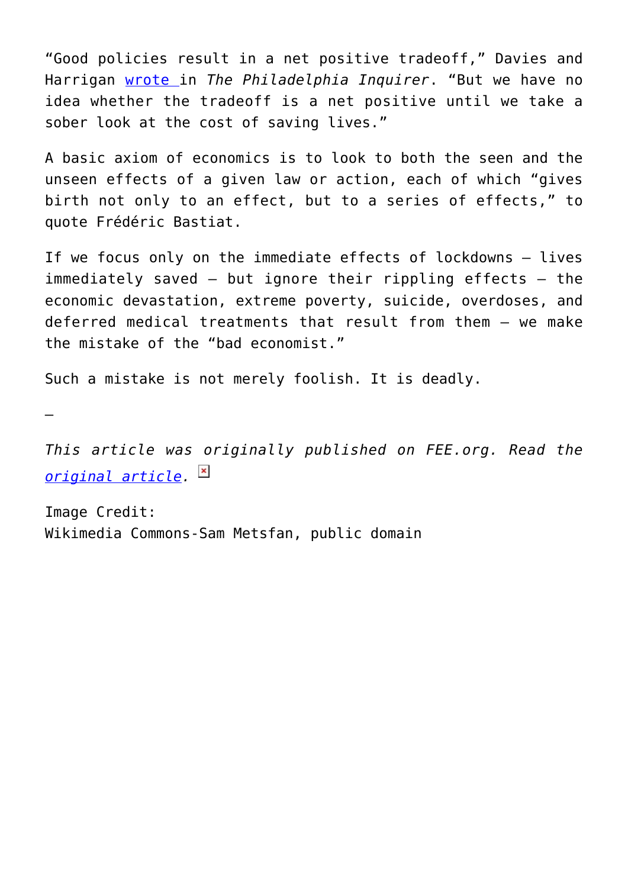"Good policies result in a net positive tradeoff," Davies and Harrigan [wrote ](#) in *The Philadelphia Inquirer*. "But we have no idea whether the tradeoff is a net positive until we take a sober look at the cost of saving lives."

A basic axiom of economics is to look to both the seen and the unseen effects of a given law or action, each of which "gives birth not only to an effect, but to a series of effects," to quote Frédéric Bastiat.

If we focus only on the immediate effects of lockdowns – lives immediately saved – but ignore their rippling effects – the economic devastation, extreme poverty, suicide, overdoses, and deferred medical treatments that result from them – we make the mistake of the "bad economist."

Such a mistake is not merely foolish. It is deadly.

—

*This article was originally published on FEE.org. Read the [original article](#).*

Image Credit:
Wikimedia Commons-Sam Metsfan, public domain